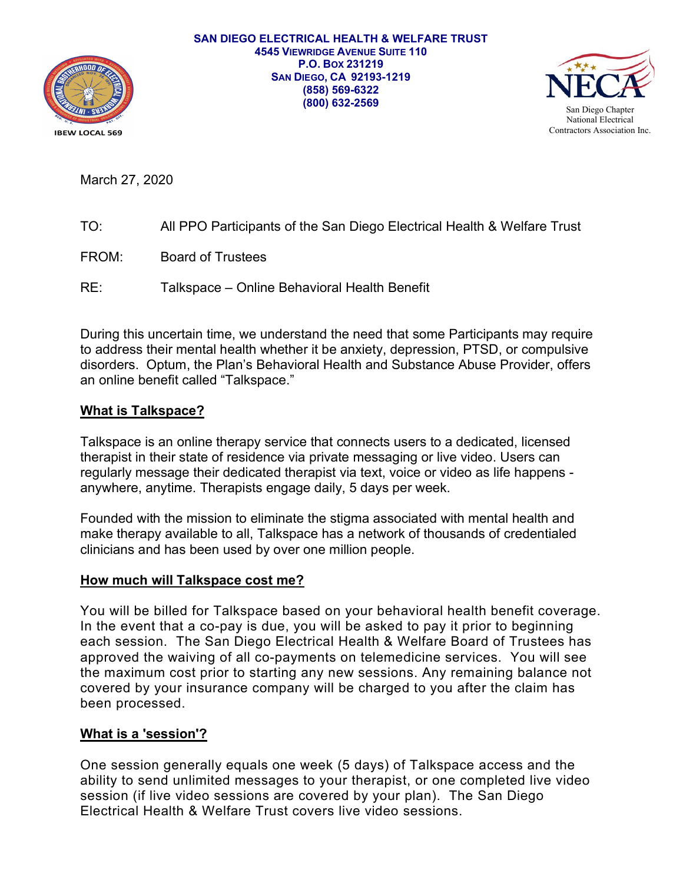**SAN DIEGO ELECTRICAL HEALTH & WELFARE TRUST**
**4545 VIEWRIDGE AVENUE SUITE 110**
**P.O. BOX 231219**
**SAN DIEGO, CA 92193-1219**
**(858) 569-6322**
**(800) 632-2569**

IBEW LOCAL 569

San Diego Chapter
National Electrical
Contractors Association Inc.

March 27, 2020

TO: All PPO Participants of the San Diego Electrical Health & Welfare Trust

FROM: Board of Trustees

RE: Talkspace – Online Behavioral Health Benefit

During this uncertain time, we understand the need that some Participants may require to address their mental health whether it be anxiety, depression, PTSD, or compulsive disorders. Optum, the Plan's Behavioral Health and Substance Abuse Provider, offers an online benefit called "Talkspace."

**What is Talkspace?**

Talkspace is an online therapy service that connects users to a dedicated, licensed therapist in their state of residence via private messaging or live video. Users can regularly message their dedicated therapist via text, voice or video as life happens - anywhere, anytime. Therapists engage daily, 5 days per week.

Founded with the mission to eliminate the stigma associated with mental health and make therapy available to all, Talkspace has a network of thousands of credentialed clinicians and has been used by over one million people.

**How much will Talkspace cost me?**

You will be billed for Talkspace based on your behavioral health benefit coverage. In the event that a co-pay is due, you will be asked to pay it prior to beginning each session. The San Diego Electrical Health & Welfare Board of Trustees has approved the waiving of all co-payments on telemedicine services. You will see the maximum cost prior to starting any new sessions. Any remaining balance not covered by your insurance company will be charged to you after the claim has been processed.

**What is a 'session'?**

One session generally equals one week (5 days) of Talkspace access and the ability to send unlimited messages to your therapist, or one completed live video session (if live video sessions are covered by your plan). The San Diego Electrical Health & Welfare Trust covers live video sessions.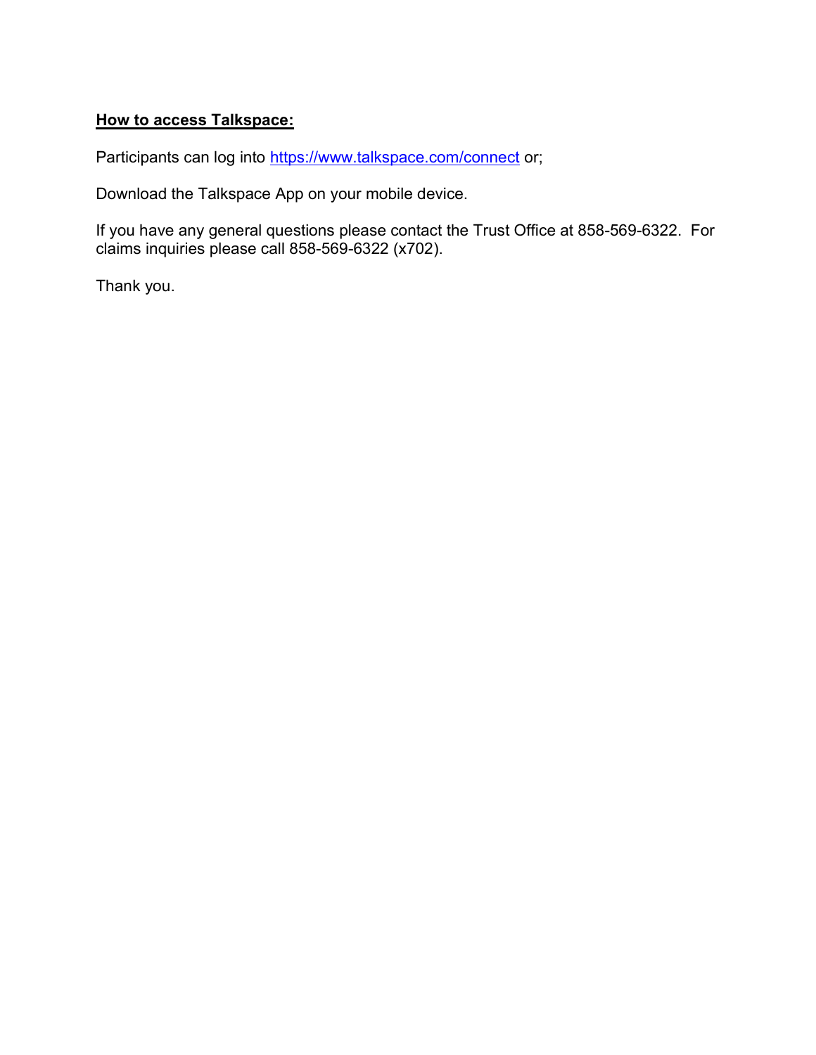**How to access Talkspace:**

Participants can log into https://www.talkspace.com/connect or;

Download the Talkspace App on your mobile device.

If you have any general questions please contact the Trust Office at 858-569-6322. For claims inquiries please call 858-569-6322 (x702).

Thank you.